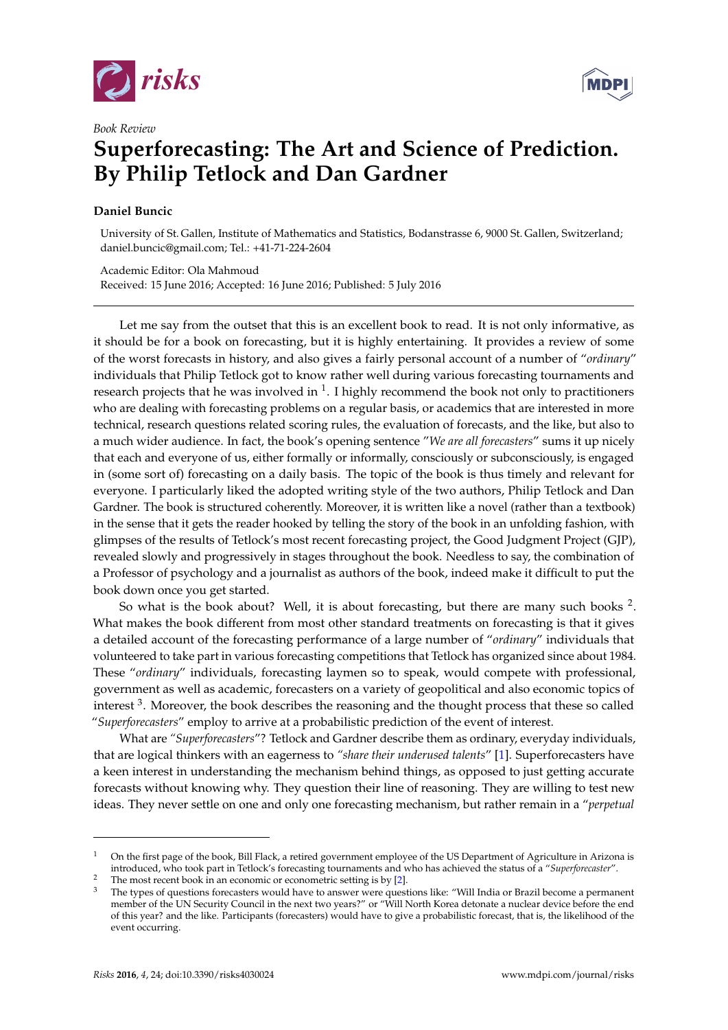*Book Review*

# Superforecasting: The Art and Science of Prediction. By Philip Tetlock and Dan Gardner

**Daniel Buncic**

University of St. Gallen, Institute of Mathematics and Statistics, Bodanstrasse 6, 9000 St. Gallen, Switzerland; daniel.buncic@gmail.com; Tel.: +41-71-224-2604

Academic Editor: Ola Mahmoud
Received: 15 June 2016; Accepted: 16 June 2016; Published: 5 July 2016

---

Let me say from the outset that this is an excellent book to read. It is not only informative, as it should be for a book on forecasting, but it is highly entertaining. It provides a review of some of the worst forecasts in history, and also gives a fairly personal account of a number of "*ordinary*" individuals that Philip Tetlock got to know rather well during various forecasting tournaments and research projects that he was involved in [1]. I highly recommend the book not only to practitioners who are dealing with forecasting problems on a regular basis, or academics that are interested in more technical, research questions related scoring rules, the evaluation of forecasts, and the like, but also to a much wider audience. In fact, the book's opening sentence "*We are all forecasters*" sums it up nicely that each and everyone of us, either formally or informally, consciously or subconsciously, is engaged in (some sort of) forecasting on a daily basis. The topic of the book is thus timely and relevant for everyone. I particularly liked the adopted writing style of the two authors, Philip Tetlock and Dan Gardner. The book is structured coherently. Moreover, it is written like a novel (rather than a textbook) in the sense that it gets the reader hooked by telling the story of the book in an unfolding fashion, with glimpses of the results of Tetlock's most recent forecasting project, the Good Judgment Project (GJP), revealed slowly and progressively in stages throughout the book. Needless to say, the combination of a Professor of psychology and a journalist as authors of the book, indeed make it difficult to put the book down once you get started.

So what is the book about? Well, it is about forecasting, but there are many such books [2]. What makes the book different from most other standard treatments on forecasting is that it gives a detailed account of the forecasting performance of a large number of "*ordinary*" individuals that volunteered to take part in various forecasting competitions that Tetlock has organized since about 1984. These "*ordinary*" individuals, forecasting laymen so to speak, would compete with professional, government as well as academic, forecasters on a variety of geopolitical and also economic topics of interest [3]. Moreover, the book describes the reasoning and the thought process that these so called "*Superforecasters*" employ to arrive at a probabilistic prediction of the event of interest.

What are "*Superforecasters*"? Tetlock and Gardner describe them as ordinary, everyday individuals, that are logical thinkers with an eagerness to *"share their underused talents"* [1]. Superforecasters have a keen interest in understanding the mechanism behind things, as opposed to just getting accurate forecasts without knowing why. They question their line of reasoning. They are willing to test new ideas. They never settle on one and only one forecasting mechanism, but rather remain in a "*perpetual*

---

[1] On the first page of the book, Bill Flack, a retired government employee of the US Department of Agriculture in Arizona is introduced, who took part in Tetlock's forecasting tournaments and who has achieved the status of a "*Superforecaster*".

[2] The most recent book in an economic or econometric setting is by [2].

[3] The types of questions forecasters would have to answer were questions like: "Will India or Brazil become a permanent member of the UN Security Council in the next two years?" or "Will North Korea detonate a nuclear device before the end of this year? and the like. Participants (forecasters) would have to give a probabilistic forecast, that is, the likelihood of the event occurring.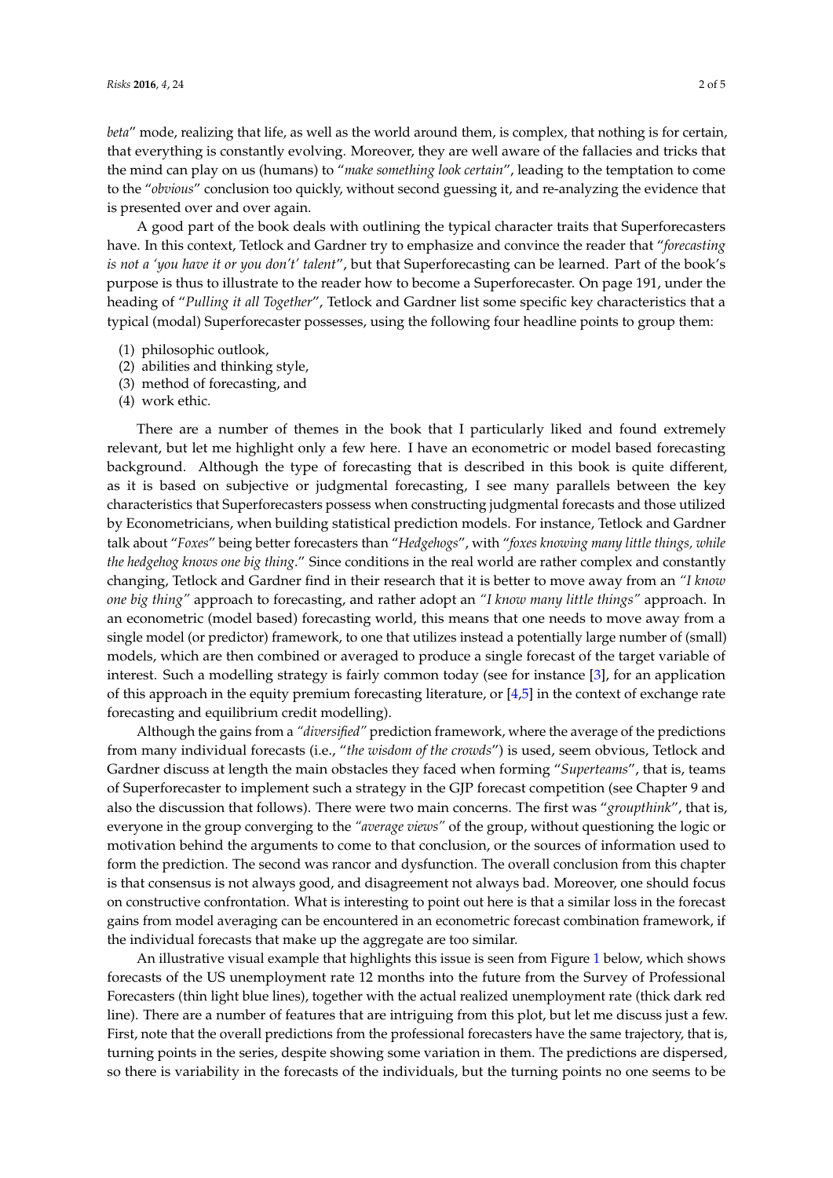*beta*" mode, realizing that life, as well as the world around them, is complex, that nothing is for certain, that everything is constantly evolving. Moreover, they are well aware of the fallacies and tricks that the mind can play on us (humans) to "*make something look certain*", leading to the temptation to come to the "*obvious*" conclusion too quickly, without second guessing it, and re-analyzing the evidence that is presented over and over again.

A good part of the book deals with outlining the typical character traits that Superforecasters have. In this context, Tetlock and Gardner try to emphasize and convince the reader that "*forecasting is not a 'you have it or you don't' talent*", but that Superforecasting can be learned. Part of the book's purpose is thus to illustrate to the reader how to become a Superforecaster. On page 191, under the heading of "*Pulling it all Together*", Tetlock and Gardner list some specific key characteristics that a typical (modal) Superforecaster possesses, using the following four headline points to group them:

(1) philosophic outlook,
(2) abilities and thinking style,
(3) method of forecasting, and
(4) work ethic.

There are a number of themes in the book that I particularly liked and found extremely relevant, but let me highlight only a few here. I have an econometric or model based forecasting background. Although the type of forecasting that is described in this book is quite different, as it is based on subjective or judgmental forecasting, I see many parallels between the key characteristics that Superforecasters possess when constructing judgmental forecasts and those utilized by Econometricians, when building statistical prediction models. For instance, Tetlock and Gardner talk about "*Foxes*" being better forecasters than "*Hedgehogs*", with "*foxes knowing many little things, while the hedgehog knows one big thing*." Since conditions in the real world are rather complex and constantly changing, Tetlock and Gardner find in their research that it is better to move away from an *"I know one big thing"* approach to forecasting, and rather adopt an *"I know many little things"* approach. In an econometric (model based) forecasting world, this means that one needs to move away from a single model (or predictor) framework, to one that utilizes instead a potentially large number of (small) models, which are then combined or averaged to produce a single forecast of the target variable of interest. Such a modelling strategy is fairly common today (see for instance [3], for an application of this approach in the equity premium forecasting literature, or [4,5] in the context of exchange rate forecasting and equilibrium credit modelling).

Although the gains from a *"diversified"* prediction framework, where the average of the predictions from many individual forecasts (i.e., "*the wisdom of the crowds*") is used, seem obvious, Tetlock and Gardner discuss at length the main obstacles they faced when forming "*Superteams*", that is, teams of Superforecaster to implement such a strategy in the GJP forecast competition (see Chapter 9 and also the discussion that follows). There were two main concerns. The first was "*groupthink*", that is, everyone in the group converging to the *"average views"* of the group, without questioning the logic or motivation behind the arguments to come to that conclusion, or the sources of information used to form the prediction. The second was rancor and dysfunction. The overall conclusion from this chapter is that consensus is not always good, and disagreement not always bad. Moreover, one should focus on constructive confrontation. What is interesting to point out here is that a similar loss in the forecast gains from model averaging can be encountered in an econometric forecast combination framework, if the individual forecasts that make up the aggregate are too similar.

An illustrative visual example that highlights this issue is seen from Figure 1 below, which shows forecasts of the US unemployment rate 12 months into the future from the Survey of Professional Forecasters (thin light blue lines), together with the actual realized unemployment rate (thick dark red line). There are a number of features that are intriguing from this plot, but let me discuss just a few. First, note that the overall predictions from the professional forecasters have the same trajectory, that is, turning points in the series, despite showing some variation in them. The predictions are dispersed, so there is variability in the forecasts of the individuals, but the turning points no one seems to be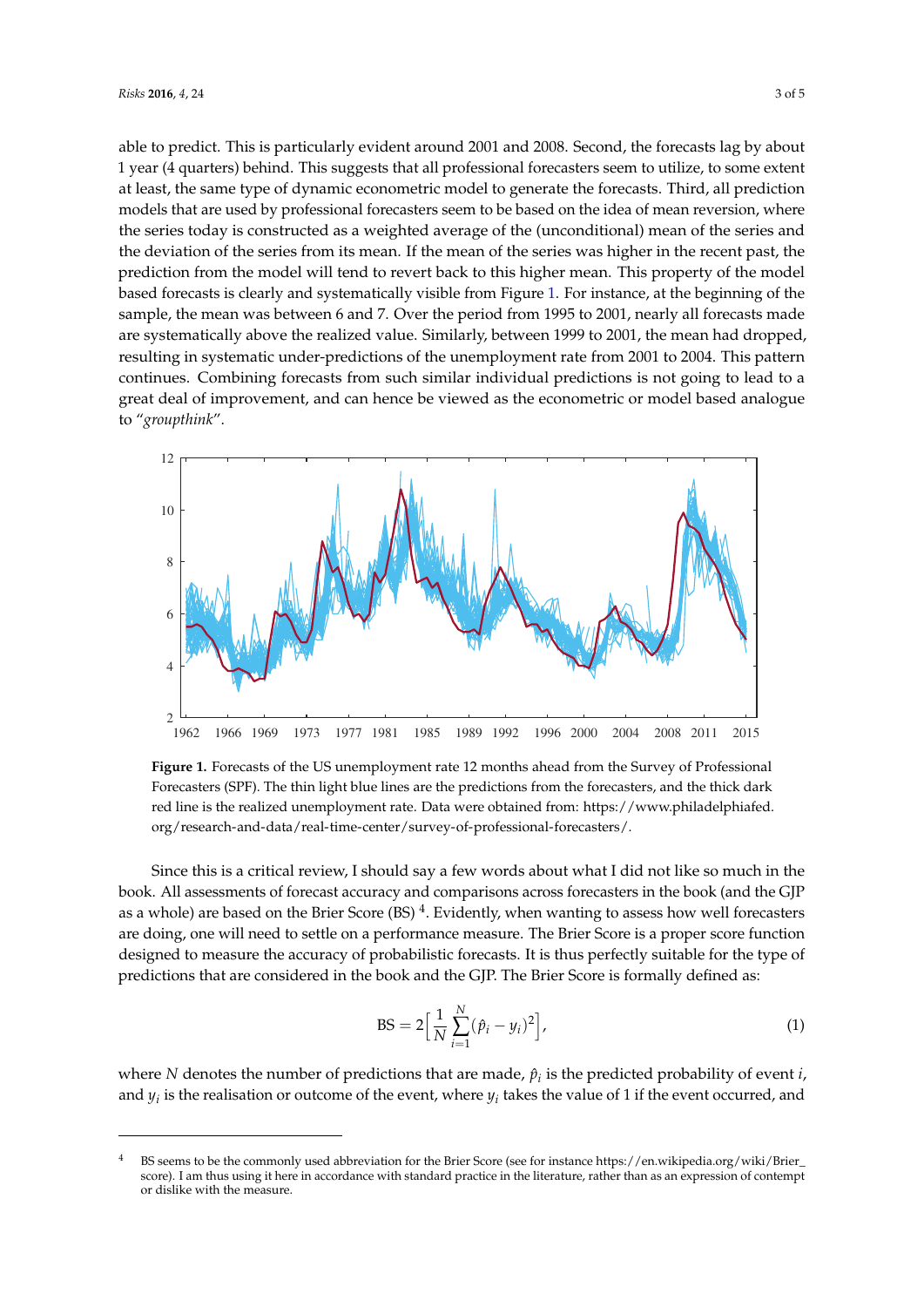able to predict. This is particularly evident around 2001 and 2008. Second, the forecasts lag by about 1 year (4 quarters) behind. This suggests that all professional forecasters seem to utilize, to some extent at least, the same type of dynamic econometric model to generate the forecasts. Third, all prediction models that are used by professional forecasters seem to be based on the idea of mean reversion, where the series today is constructed as a weighted average of the (unconditional) mean of the series and the deviation of the series from its mean. If the mean of the series was higher in the recent past, the prediction from the model will tend to revert back to this higher mean. This property of the model based forecasts is clearly and systematically visible from Figure 1. For instance, at the beginning of the sample, the mean was between 6 and 7. Over the period from 1995 to 2001, nearly all forecasts made are systematically above the realized value. Similarly, between 1999 to 2001, the mean had dropped, resulting in systematic under-predictions of the unemployment rate from 2001 to 2004. This pattern continues. Combining forecasts from such similar individual predictions is not going to lead to a great deal of improvement, and can hence be viewed as the econometric or model based analogue to "*groupthink*".

**Figure 1.** Forecasts of the US unemployment rate 12 months ahead from the Survey of Professional Forecasters (SPF). The thin light blue lines are the predictions from the forecasters, and the thick dark red line is the realized unemployment rate. Data were obtained from: https://www.philadelphiafed.org/research-and-data/real-time-center/survey-of-professional-forecasters/.

Since this is a critical review, I should say a few words about what I did not like so much in the book. All assessments of forecast accuracy and comparisons across forecasters in the book (and the GJP as a whole) are based on the Brier Score (BS) [4]. Evidently, when wanting to assess how well forecasters are doing, one will need to settle on a performance measure. The Brier Score is a proper score function designed to measure the accuracy of probabilistic forecasts. It is thus perfectly suitable for the type of predictions that are considered in the book and the GJP. The Brier Score is formally defined as:

$$\text{BS} = 2\Big[\frac{1}{N}\sum_{i=1}^{N}(\hat{p}_i - y_i)^2\Big], \tag{1}$$

where $N$ denotes the number of predictions that are made, $\hat{p}_i$ is the predicted probability of event $i$, and $y_i$ is the realisation or outcome of the event, where $y_i$ takes the value of 1 if the event occurred, and

[4] BS seems to be the commonly used abbreviation for the Brier Score (see for instance https://en.wikipedia.org/wiki/Brier_score). I am thus using it here in accordance with standard practice in the literature, rather than as an expression of contempt or dislike with the measure.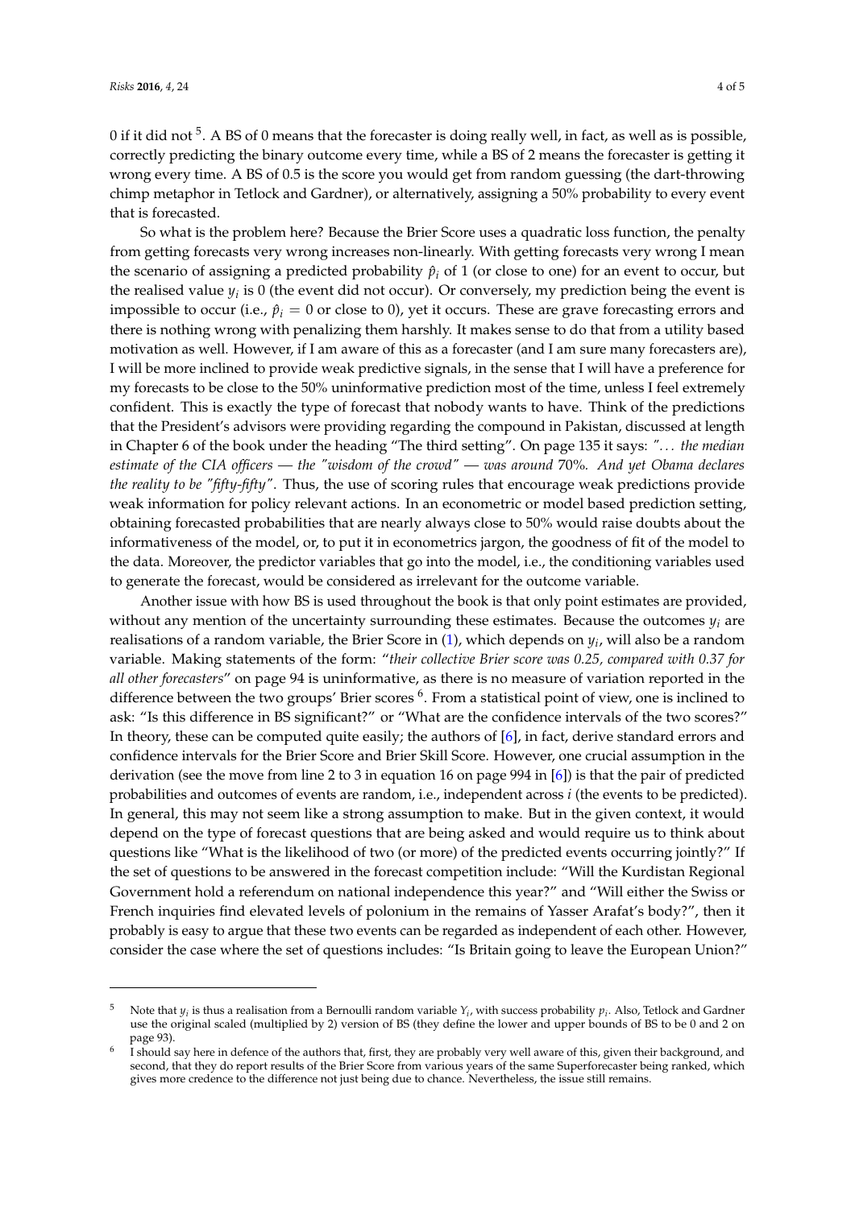0 if it did not [5]. A BS of 0 means that the forecaster is doing really well, in fact, as well as is possible, correctly predicting the binary outcome every time, while a BS of 2 means the forecaster is getting it wrong every time. A BS of 0.5 is the score you would get from random guessing (the dart-throwing chimp metaphor in Tetlock and Gardner), or alternatively, assigning a 50% probability to every event that is forecasted.

So what is the problem here? Because the Brier Score uses a quadratic loss function, the penalty from getting forecasts very wrong increases non-linearly. With getting forecasts very wrong I mean the scenario of assigning a predicted probability $\hat{p}_i$ of 1 (or close to one) for an event to occur, but the realised value $y_i$ is 0 (the event did not occur). Or conversely, my prediction being the event is impossible to occur (i.e., $\hat{p}_i = 0$ or close to 0), yet it occurs. These are grave forecasting errors and there is nothing wrong with penalizing them harshly. It makes sense to do that from a utility based motivation as well. However, if I am aware of this as a forecaster (and I am sure many forecasters are), I will be more inclined to provide weak predictive signals, in the sense that I will have a preference for my forecasts to be close to the 50% uninformative prediction most of the time, unless I feel extremely confident. This is exactly the type of forecast that nobody wants to have. Think of the predictions that the President's advisors were providing regarding the compound in Pakistan, discussed at length in Chapter 6 of the book under the heading "The third setting". On page 135 it says: *"... the median estimate of the CIA officers — the "wisdom of the crowd" — was around 70%. And yet Obama declares the reality to be "fifty-fifty"*. Thus, the use of scoring rules that encourage weak predictions provide weak information for policy relevant actions. In an econometric or model based prediction setting, obtaining forecasted probabilities that are nearly always close to 50% would raise doubts about the informativeness of the model, or, to put it in econometrics jargon, the goodness of fit of the model to the data. Moreover, the predictor variables that go into the model, i.e., the conditioning variables used to generate the forecast, would be considered as irrelevant for the outcome variable.

Another issue with how BS is used throughout the book is that only point estimates are provided, without any mention of the uncertainty surrounding these estimates. Because the outcomes $y_i$ are realisations of a random variable, the Brier Score in (1), which depends on $y_i$, will also be a random variable. Making statements of the form: "*their collective Brier score was 0.25, compared with 0.37 for all other forecasters*" on page 94 is uninformative, as there is no measure of variation reported in the difference between the two groups' Brier scores [6]. From a statistical point of view, one is inclined to ask: "Is this difference in BS significant?" or "What are the confidence intervals of the two scores?" In theory, these can be computed quite easily; the authors of [6], in fact, derive standard errors and confidence intervals for the Brier Score and Brier Skill Score. However, one crucial assumption in the derivation (see the move from line 2 to 3 in equation 16 on page 994 in [6]) is that the pair of predicted probabilities and outcomes of events are random, i.e., independent across $i$ (the events to be predicted). In general, this may not seem like a strong assumption to make. But in the given context, it would depend on the type of forecast questions that are being asked and would require us to think about questions like "What is the likelihood of two (or more) of the predicted events occurring jointly?" If the set of questions to be answered in the forecast competition include: "Will the Kurdistan Regional Government hold a referendum on national independence this year?" and "Will either the Swiss or French inquiries find elevated levels of polonium in the remains of Yasser Arafat's body?", then it probably is easy to argue that these two events can be regarded as independent of each other. However, consider the case where the set of questions includes: "Is Britain going to leave the European Union?"

---

[5] Note that $y_i$ is thus a realisation from a Bernoulli random variable $Y_i$, with success probability $p_i$. Also, Tetlock and Gardner use the original scaled (multiplied by 2) version of BS (they define the lower and upper bounds of BS to be 0 and 2 on page 93).

[6] I should say here in defence of the authors that, first, they are probably very well aware of this, given their background, and second, that they do report results of the Brier Score from various years of the same Superforecaster being ranked, which gives more credence to the difference not just being due to chance. Nevertheless, the issue still remains.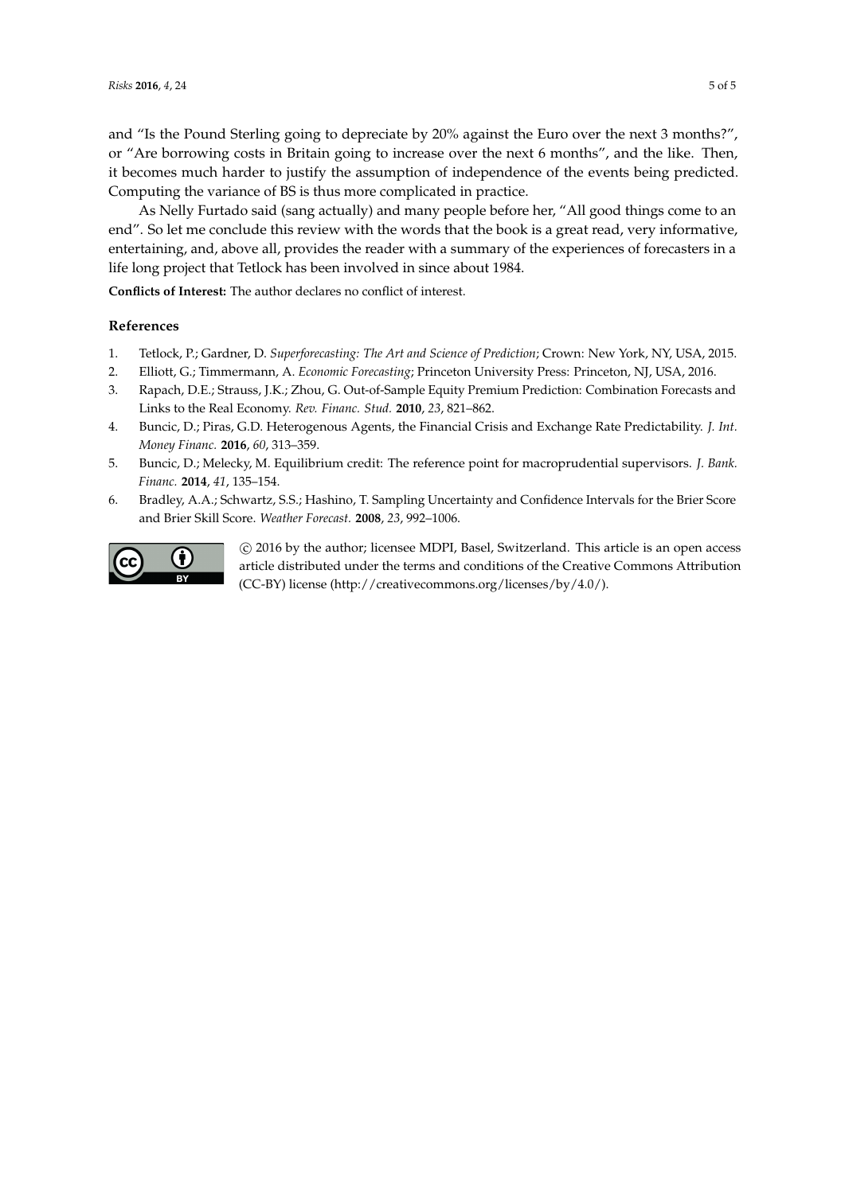and “Is the Pound Sterling going to depreciate by 20% against the Euro over the next 3 months?”, or “Are borrowing costs in Britain going to increase over the next 6 months”, and the like. Then, it becomes much harder to justify the assumption of independence of the events being predicted. Computing the variance of BS is thus more complicated in practice.

As Nelly Furtado said (sang actually) and many people before her, “All good things come to an end”. So let me conclude this review with the words that the book is a great read, very informative, entertaining, and, above all, provides the reader with a summary of the experiences of forecasters in a life long project that Tetlock has been involved in since about 1984.

**Conflicts of Interest:** The author declares no conflict of interest.

## References

1. Tetlock, P.; Gardner, D. *Superforecasting: The Art and Science of Prediction*; Crown: New York, NY, USA, 2015.
2. Elliott, G.; Timmermann, A. *Economic Forecasting*; Princeton University Press: Princeton, NJ, USA, 2016.
3. Rapach, D.E.; Strauss, J.K.; Zhou, G. Out-of-Sample Equity Premium Prediction: Combination Forecasts and Links to the Real Economy. *Rev. Financ. Stud.* **2010**, *23*, 821–862.
4. Buncic, D.; Piras, G.D. Heterogenous Agents, the Financial Crisis and Exchange Rate Predictability. *J. Int. Money Financ.* **2016**, *60*, 313–359.
5. Buncic, D.; Melecky, M. Equilibrium credit: The reference point for macroprudential supervisors. *J. Bank. Financ.* **2014**, *41*, 135–154.
6. Bradley, A.A.; Schwartz, S.S.; Hashino, T. Sampling Uncertainty and Confidence Intervals for the Brier Score and Brier Skill Score. *Weather Forecast.* **2008**, *23*, 992–1006.

© 2016 by the author; licensee MDPI, Basel, Switzerland. This article is an open access article distributed under the terms and conditions of the Creative Commons Attribution (CC-BY) license (http://creativecommons.org/licenses/by/4.0/).